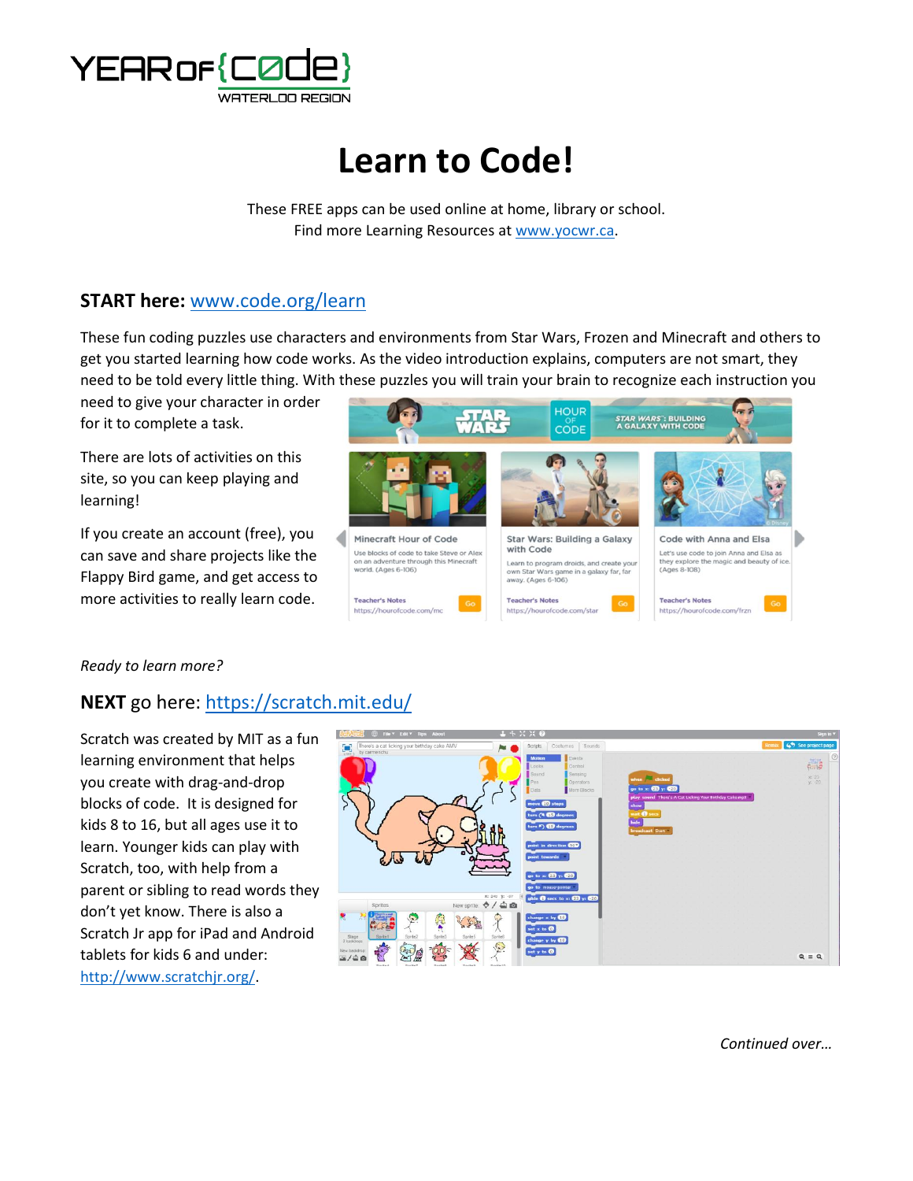# Learn to Code!

These FREE apps can be used online at home, library or school.
Find more Learning Resources at www.yocwr.ca.

## START here: www.code.org/learn

These fun coding puzzles use characters and environments from Star Wars, Frozen and Minecraft and others to get you started learning how code works. As the video introduction explains, computers are not smart, they need to be told every little thing. With these puzzles you will train your brain to recognize each instruction you need to give your character in order for it to complete a task.

There are lots of activities on this site, so you can keep playing and learning!

If you create an account (free), you can save and share projects like the Flappy Bird game, and get access to more activities to really learn code.

*Ready to learn more?*

## NEXT go here: https://scratch.mit.edu/

Scratch was created by MIT as a fun learning environment that helps you create with drag-and-drop blocks of code. It is designed for kids 8 to 16, but all ages use it to learn. Younger kids can play with Scratch, too, with help from a parent or sibling to read words they don't yet know. There is also a Scratch Jr app for iPad and Android tablets for kids 6 and under: http://www.scratchjr.org/.

*Continued over…*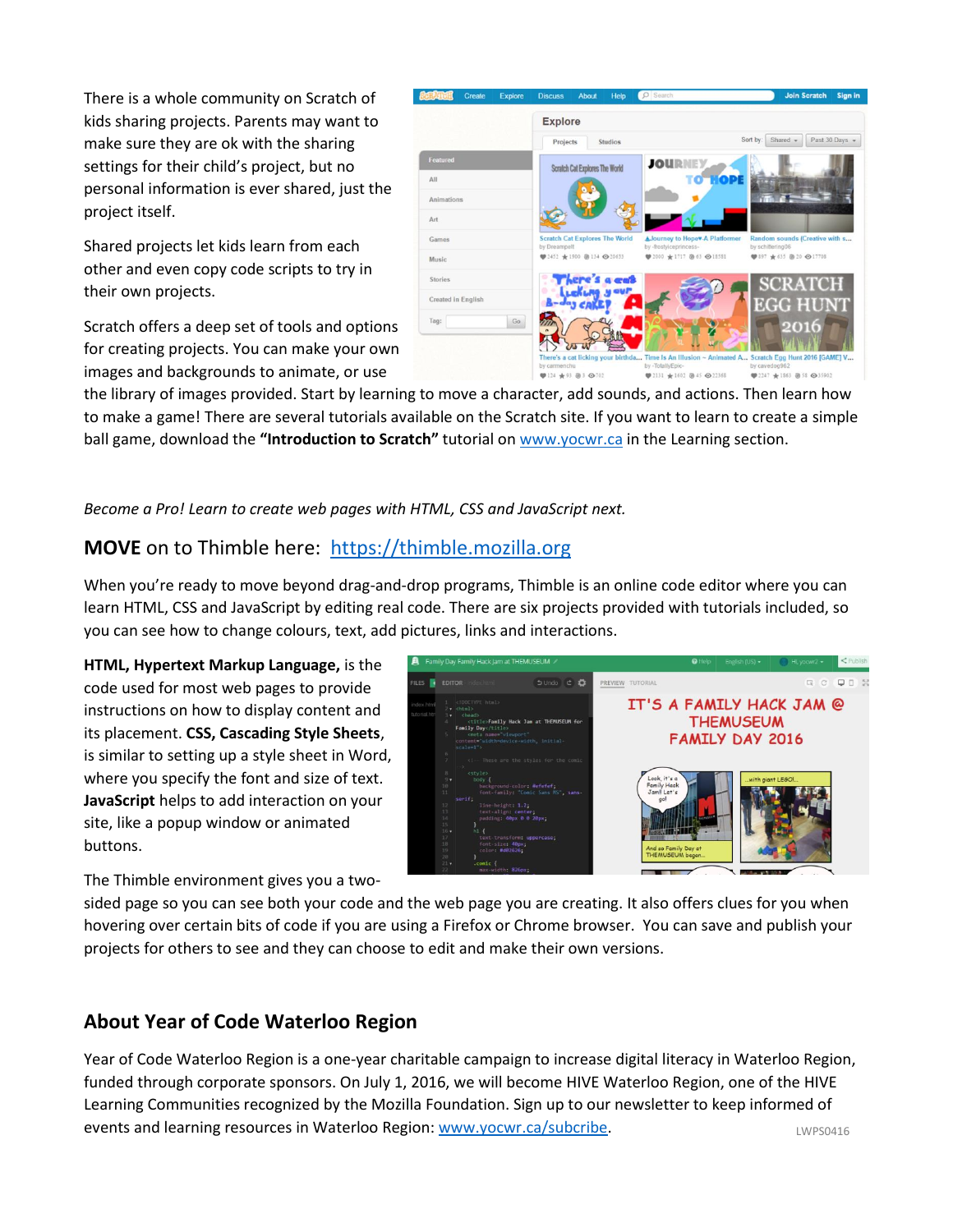There is a whole community on Scratch of kids sharing projects. Parents may want to make sure they are ok with the sharing settings for their child's project, but no personal information is ever shared, just the project itself.

Shared projects let kids learn from each other and even copy code scripts to try in their own projects.

Scratch offers a deep set of tools and options for creating projects. You can make your own images and backgrounds to animate, or use the library of images provided. Start by learning to move a character, add sounds, and actions. Then learn how to make a game! There are several tutorials available on the Scratch site. If you want to learn to create a simple ball game, download the **"Introduction to Scratch"** tutorial on www.yocwr.ca in the Learning section.

*Become a Pro! Learn to create web pages with HTML, CSS and JavaScript next.*

## **MOVE** on to Thimble here: https://thimble.mozilla.org

When you're ready to move beyond drag-and-drop programs, Thimble is an online code editor where you can learn HTML, CSS and JavaScript by editing real code. There are six projects provided with tutorials included, so you can see how to change colours, text, add pictures, links and interactions.

**HTML, Hypertext Markup Language,** is the code used for most web pages to provide instructions on how to display content and its placement. **CSS, Cascading Style Sheets**, is similar to setting up a style sheet in Word, where you specify the font and size of text. **JavaScript** helps to add interaction on your site, like a popup window or animated buttons.

The Thimble environment gives you a two-sided page so you can see both your code and the web page you are creating. It also offers clues for you when hovering over certain bits of code if you are using a Firefox or Chrome browser. You can save and publish your projects for others to see and they can choose to edit and make their own versions.

## About Year of Code Waterloo Region

Year of Code Waterloo Region is a one-year charitable campaign to increase digital literacy in Waterloo Region, funded through corporate sponsors. On July 1, 2016, we will become HIVE Waterloo Region, one of the HIVE Learning Communities recognized by the Mozilla Foundation. Sign up to our newsletter to keep informed of events and learning resources in Waterloo Region: www.yocwr.ca/subcribe.

LWPS0416